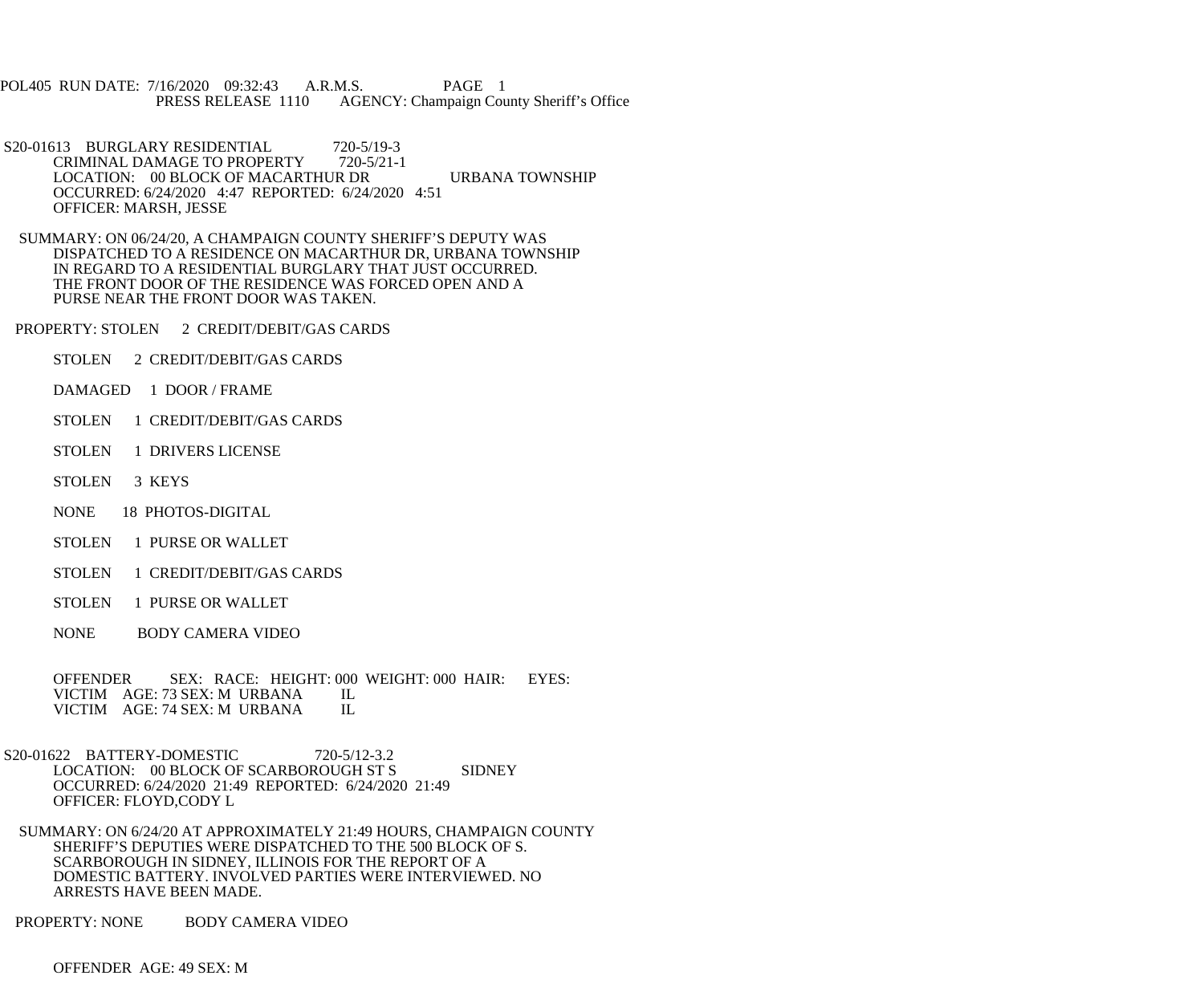POL405 RUN DATE: 7/16/2020 09:32:43 A.R.M.S. PAGE 1
PRESS RELEASE 1110 AGENCY: Champaign County Sheriff's Office

S20-01613 BURGLARY RESIDENTIAL 720-5/19-3
CRIMINAL DAMAGE TO PROPERTY 720-5/21-1
LOCATION: 00 BLOCK OF MACARTHUR DR URBANA TOWNSHIP
OCCURRED: 6/24/2020 4:47 REPORTED: 6/24/2020 4:51
OFFICER: MARSH, JESSE

SUMMARY: ON 06/24/20, A CHAMPAIGN COUNTY SHERIFF'S DEPUTY WAS DISPATCHED TO A RESIDENCE ON MACARTHUR DR, URBANA TOWNSHIP IN REGARD TO A RESIDENTIAL BURGLARY THAT JUST OCCURRED. THE FRONT DOOR OF THE RESIDENCE WAS FORCED OPEN AND A PURSE NEAR THE FRONT DOOR WAS TAKEN.

PROPERTY: STOLEN 2 CREDIT/DEBIT/GAS CARDS

STOLEN 2 CREDIT/DEBIT/GAS CARDS

DAMAGED 1 DOOR / FRAME

STOLEN 1 CREDIT/DEBIT/GAS CARDS

STOLEN 1 DRIVERS LICENSE

STOLEN 3 KEYS

NONE 18 PHOTOS-DIGITAL

STOLEN 1 PURSE OR WALLET

STOLEN 1 CREDIT/DEBIT/GAS CARDS

STOLEN 1 PURSE OR WALLET

NONE BODY CAMERA VIDEO

OFFENDER SEX: RACE: HEIGHT: 000 WEIGHT: 000 HAIR: EYES:
VICTIM AGE: 73 SEX: M URBANA IL
VICTIM AGE: 74 SEX: M URBANA IL

S20-01622 BATTERY-DOMESTIC 720-5/12-3.2
LOCATION: 00 BLOCK OF SCARBOROUGH ST S SIDNEY
OCCURRED: 6/24/2020 21:49 REPORTED: 6/24/2020 21:49
OFFICER: FLOYD,CODY L

SUMMARY: ON 6/24/20 AT APPROXIMATELY 21:49 HOURS, CHAMPAIGN COUNTY SHERIFF'S DEPUTIES WERE DISPATCHED TO THE 500 BLOCK OF S. SCARBOROUGH IN SIDNEY, ILLINOIS FOR THE REPORT OF A DOMESTIC BATTERY. INVOLVED PARTIES WERE INTERVIEWED. NO ARRESTS HAVE BEEN MADE.

PROPERTY: NONE BODY CAMERA VIDEO

OFFENDER AGE: 49 SEX: M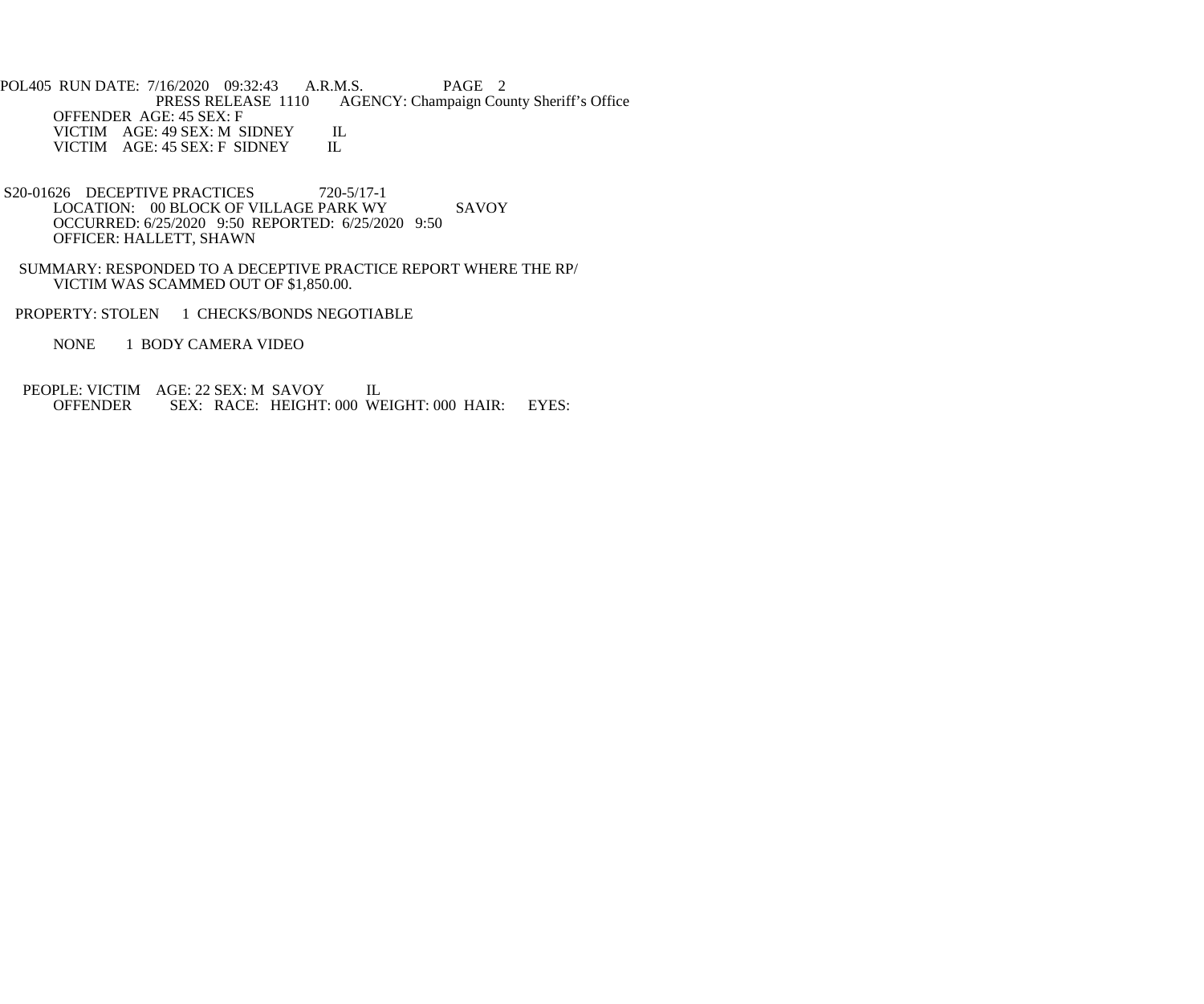OFFENDER AGE: 45 SEX: F
VICTIM AGE: 49 SEX: M SIDNEY IL
VICTIM AGE: 45 SEX: F SIDNEY IL

S20-01626 DECEPTIVE PRACTICES 720-5/17-1
LOCATION: 00 BLOCK OF VILLAGE PARK WY SAVOY
OCCURRED: 6/25/2020 9:50 REPORTED: 6/25/2020 9:50
OFFICER: HALLETT, SHAWN

SUMMARY: RESPONDED TO A DECEPTIVE PRACTICE REPORT WHERE THE RP/ VICTIM WAS SCAMMED OUT OF $1,850.00.

PROPERTY: STOLEN 1 CHECKS/BONDS NEGOTIABLE

NONE 1 BODY CAMERA VIDEO

PEOPLE: VICTIM AGE: 22 SEX: M SAVOY IL
OFFENDER SEX: RACE: HEIGHT: 000 WEIGHT: 000 HAIR: EYES: